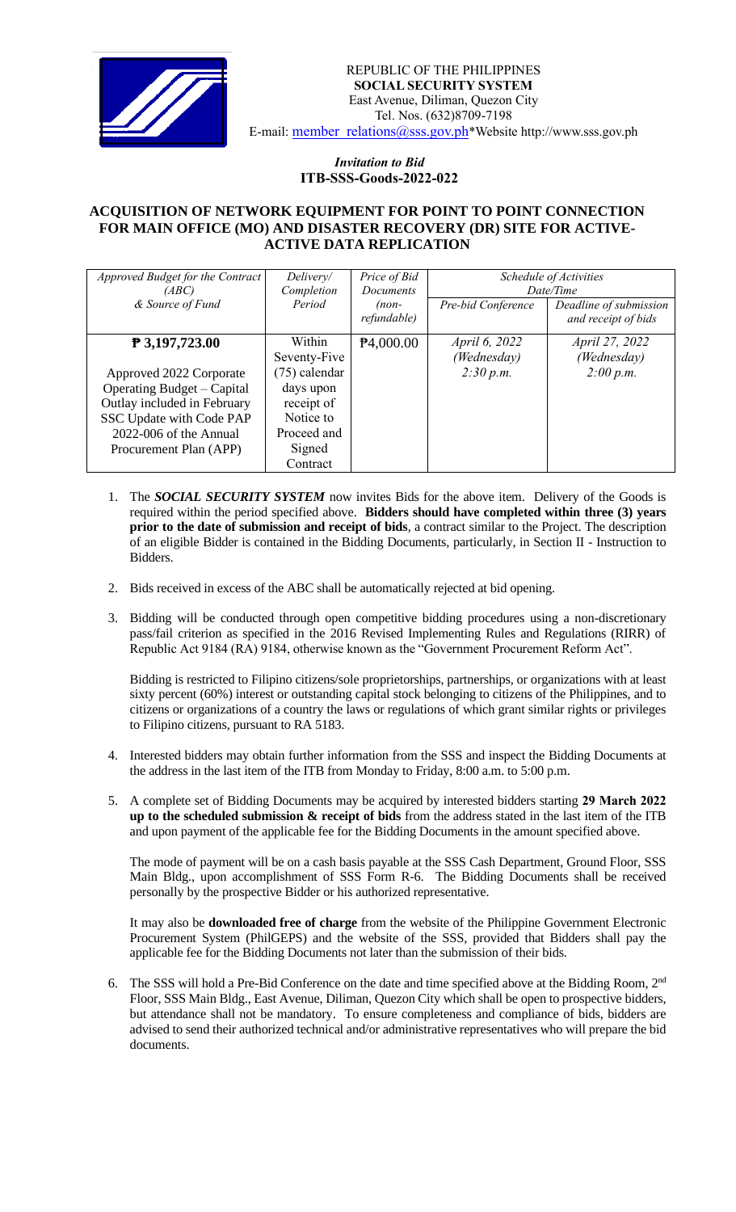REPUBLIC OF THE PHILIPPINES
**SOCIAL SECURITY SYSTEM**
East Avenue, Diliman, Quezon City
Tel. Nos. (632)8709-7198
E-mail: member_relations@sss.gov.ph*Website http://www.sss.gov.ph

***Invitation to Bid***
**ITB-SSS-Goods-2022-022**

## ACQUISITION OF NETWORK EQUIPMENT FOR POINT TO POINT CONNECTION FOR MAIN OFFICE (MO) AND DISASTER RECOVERY (DR) SITE FOR ACTIVE-ACTIVE DATA REPLICATION

| *Approved Budget for the Contract (ABC) & Source of Fund* | *Delivery/ Completion Period* | *Price of Bid Documents (non-refundable)* | *Schedule of Activities Date/Time* | |
|---|---|---|---|---|
| | | | *Pre-bid Conference* | *Deadline of submission and receipt of bids* |
| **₱ 3,197,723.00**<br><br>Approved 2022 Corporate Operating Budget – Capital Outlay included in February SSC Update with Code PAP 2022-006 of the Annual Procurement Plan (APP) | Within Seventy-Five (75) calendar days upon receipt of Notice to Proceed and Signed Contract | ₱4,000.00 | *April 6, 2022 (Wednesday) 2:30 p.m.* | *April 27, 2022 (Wednesday) 2:00 p.m.* |

1. The ***SOCIAL SECURITY SYSTEM*** now invites Bids for the above item. Delivery of the Goods is required within the period specified above. **Bidders should have completed within three (3) years prior to the date of submission and receipt of bids**, a contract similar to the Project. The description of an eligible Bidder is contained in the Bidding Documents, particularly, in Section II - Instruction to Bidders.

2. Bids received in excess of the ABC shall be automatically rejected at bid opening.

3. Bidding will be conducted through open competitive bidding procedures using a non-discretionary pass/fail criterion as specified in the 2016 Revised Implementing Rules and Regulations (RIRR) of Republic Act 9184 (RA) 9184, otherwise known as the "Government Procurement Reform Act".

   Bidding is restricted to Filipino citizens/sole proprietorships, partnerships, or organizations with at least sixty percent (60%) interest or outstanding capital stock belonging to citizens of the Philippines, and to citizens or organizations of a country the laws or regulations of which grant similar rights or privileges to Filipino citizens, pursuant to RA 5183.

4. Interested bidders may obtain further information from the SSS and inspect the Bidding Documents at the address in the last item of the ITB from Monday to Friday, 8:00 a.m. to 5:00 p.m.

5. A complete set of Bidding Documents may be acquired by interested bidders starting **29 March 2022 up to the scheduled submission & receipt of bids** from the address stated in the last item of the ITB and upon payment of the applicable fee for the Bidding Documents in the amount specified above.

   The mode of payment will be on a cash basis payable at the SSS Cash Department, Ground Floor, SSS Main Bldg., upon accomplishment of SSS Form R-6. The Bidding Documents shall be received personally by the prospective Bidder or his authorized representative.

   It may also be **downloaded free of charge** from the website of the Philippine Government Electronic Procurement System (PhilGEPS) and the website of the SSS, provided that Bidders shall pay the applicable fee for the Bidding Documents not later than the submission of their bids.

6. The SSS will hold a Pre-Bid Conference on the date and time specified above at the Bidding Room, 2nd Floor, SSS Main Bldg., East Avenue, Diliman, Quezon City which shall be open to prospective bidders, but attendance shall not be mandatory. To ensure completeness and compliance of bids, bidders are advised to send their authorized technical and/or administrative representatives who will prepare the bid documents.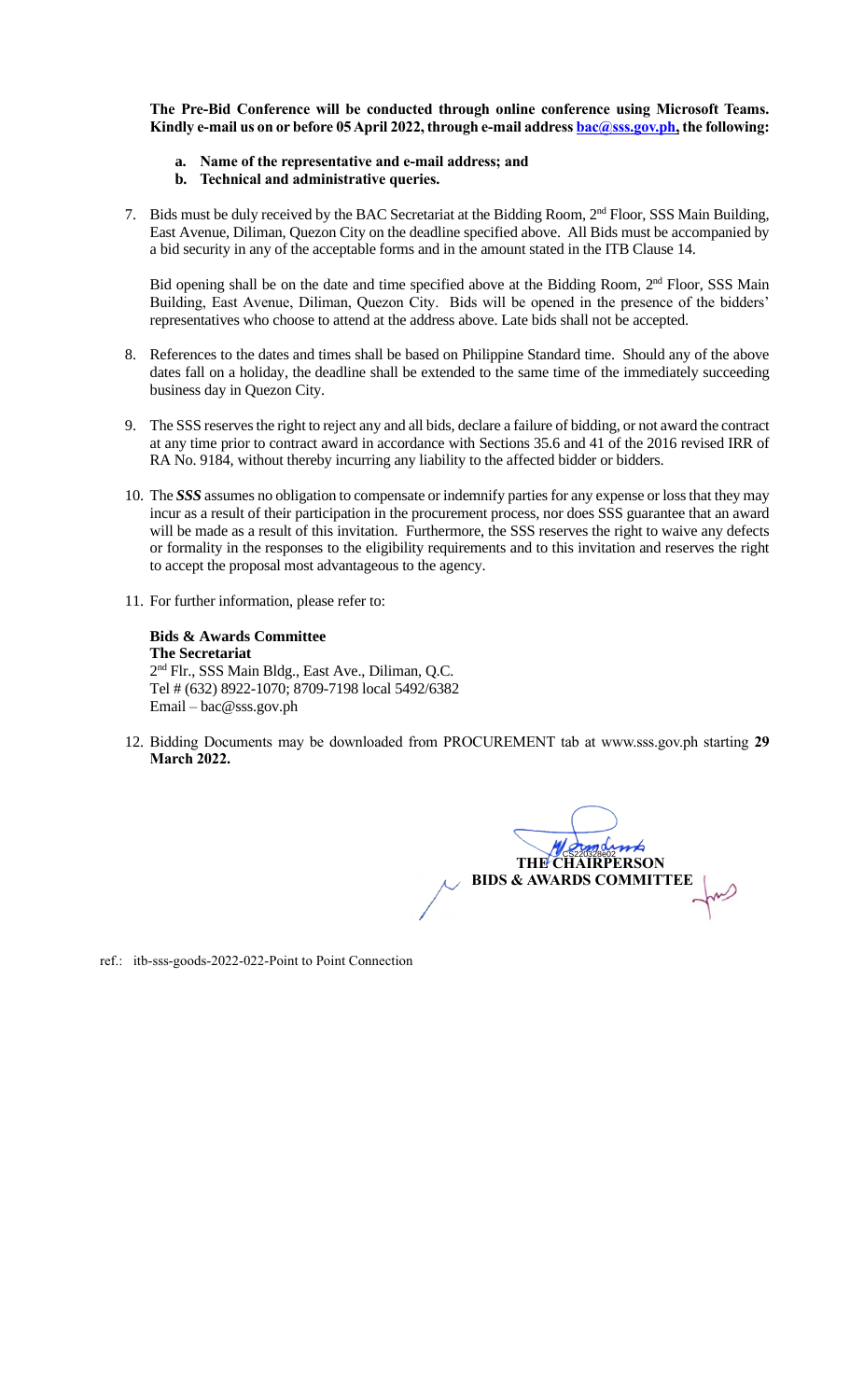**The Pre-Bid Conference will be conducted through online conference using Microsoft Teams. Kindly e-mail us on or before 05 April 2022, through e-mail address bac@sss.gov.ph, the following:**

- **a. Name of the representative and e-mail address; and**
- **b. Technical and administrative queries.**

7. Bids must be duly received by the BAC Secretariat at the Bidding Room, 2nd Floor, SSS Main Building, East Avenue, Diliman, Quezon City on the deadline specified above. All Bids must be accompanied by a bid security in any of the acceptable forms and in the amount stated in the ITB Clause 14.

   Bid opening shall be on the date and time specified above at the Bidding Room, 2nd Floor, SSS Main Building, East Avenue, Diliman, Quezon City. Bids will be opened in the presence of the bidders' representatives who choose to attend at the address above. Late bids shall not be accepted.

8. References to the dates and times shall be based on Philippine Standard time. Should any of the above dates fall on a holiday, the deadline shall be extended to the same time of the immediately succeeding business day in Quezon City.

9. The SSS reserves the right to reject any and all bids, declare a failure of bidding, or not award the contract at any time prior to contract award in accordance with Sections 35.6 and 41 of the 2016 revised IRR of RA No. 9184, without thereby incurring any liability to the affected bidder or bidders.

10. The ***SSS*** assumes no obligation to compensate or indemnify parties for any expense or loss that they may incur as a result of their participation in the procurement process, nor does SSS guarantee that an award will be made as a result of this invitation. Furthermore, the SSS reserves the right to waive any defects or formality in the responses to the eligibility requirements and to this invitation and reserves the right to accept the proposal most advantageous to the agency.

11. For further information, please refer to:

    **Bids & Awards Committee**
    **The Secretariat**
    2nd Flr., SSS Main Bldg., East Ave., Diliman, Q.C.
    Tel # (632) 8922-1070; 8709-7198 local 5492/6382
    Email – bac@sss.gov.ph

12. Bidding Documents may be downloaded from PROCUREMENT tab at www.sss.gov.ph starting **29 March 2022.**

CS220328e02

**THE CHAIRPERSON**
**BIDS & AWARDS COMMITTEE**

ref.: itb-sss-goods-2022-022-Point to Point Connection